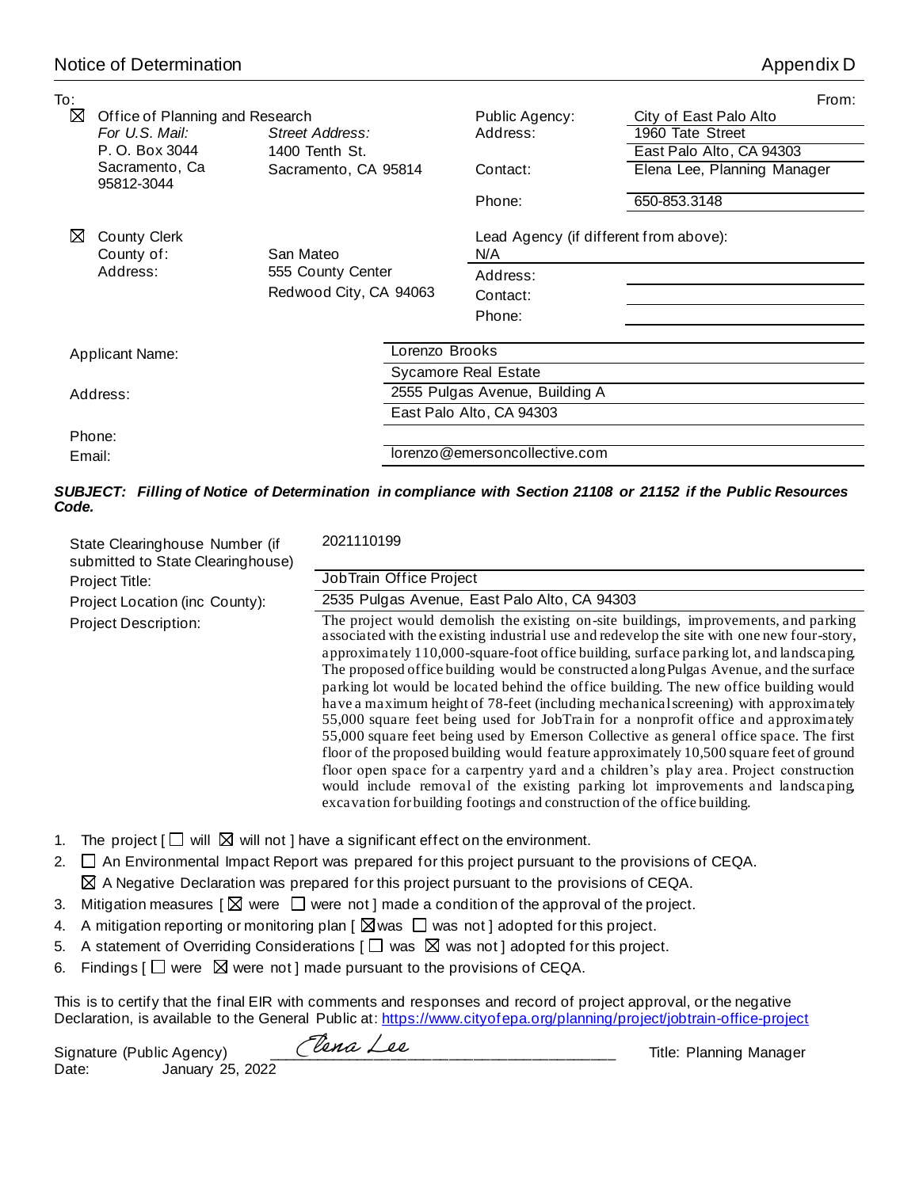Notice of Determination | Appendix D

To:

☒ Office of Planning and Research
*For U.S. Mail:*
P. O. Box 3044
Sacramento, Ca 95812-3044
*Street Address:*
1400 Tenth St.
Sacramento, CA 95814

☒ County Clerk
County of: San Mateo
Address: 555 County Center
Redwood City, CA 94063

From:

| | |
|---|---|
| Public Agency: | City of East Palo Alto |
| Address: | 1960 Tate Street |
| | East Palo Alto, CA 94303 |
| Contact: | Elena Lee, Planning Manager |
| Phone: | 650-853.3148 |

Lead Agency (if different from above): N/A
Address:
Contact:
Phone:

| | |
|---|---|
| Applicant Name: | Lorenzo Brooks |
| | Sycamore Real Estate |
| Address: | 2555 Pulgas Avenue, Building A |
| | East Palo Alto, CA 94303 |
| Phone: | |
| Email: | lorenzo@emersoncollective.com |

***SUBJECT: Filling of Notice of Determination in compliance with Section 21108 or 21152 if the Public Resources Code.***

| | |
|---|---|
| State Clearinghouse Number (if submitted to State Clearinghouse) | 2021110199 |
| Project Title: | JobTrain Office Project |
| Project Location (inc County): | 2535 Pulgas Avenue, East Palo Alto, CA 94303 |
| Project Description: | The project would demolish the existing on-site buildings, improvements, and parking associated with the existing industrial use and redevelop the site with one new four-story, approximately 110,000-square-foot office building, surface parking lot, and landscaping. The proposed office building would be constructed along Pulgas Avenue, and the surface parking lot would be located behind the office building. The new office building would have a maximum height of 78-feet (including mechanical screening) with approximately 55,000 square feet being used for JobTrain for a nonprofit office and approximately 55,000 square feet being used by Emerson Collective as general office space. The first floor of the proposed building would feature approximately 10,500 square feet of ground floor open space for a carpentry yard and a children's play area. Project construction would include removal of the existing parking lot improvements and landscaping, excavation for building footings and construction of the office building. |

1. The project [ ☐ will ☒ will not ] have a significant effect on the environment.
2. ☐ An Environmental Impact Report was prepared for this project pursuant to the provisions of CEQA.
   ☒ A Negative Declaration was prepared for this project pursuant to the provisions of CEQA.
3. Mitigation measures [ ☒ were ☐ were not ] made a condition of the approval of the project.
4. A mitigation reporting or monitoring plan [ ☒ was ☐ was not ] adopted for this project.
5. A statement of Overriding Considerations [ ☐ was ☒ was not ] adopted for this project.
6. Findings [ ☐ were ☒ were not ] made pursuant to the provisions of CEQA.

This is to certify that the final EIR with comments and responses and record of project approval, or the negative Declaration, is available to the General Public at: https://www.cityofepa.org/planning/project/jobtrain-office-project

Signature (Public Agency) *Elena Lee* Title: Planning Manager
Date: January 25, 2022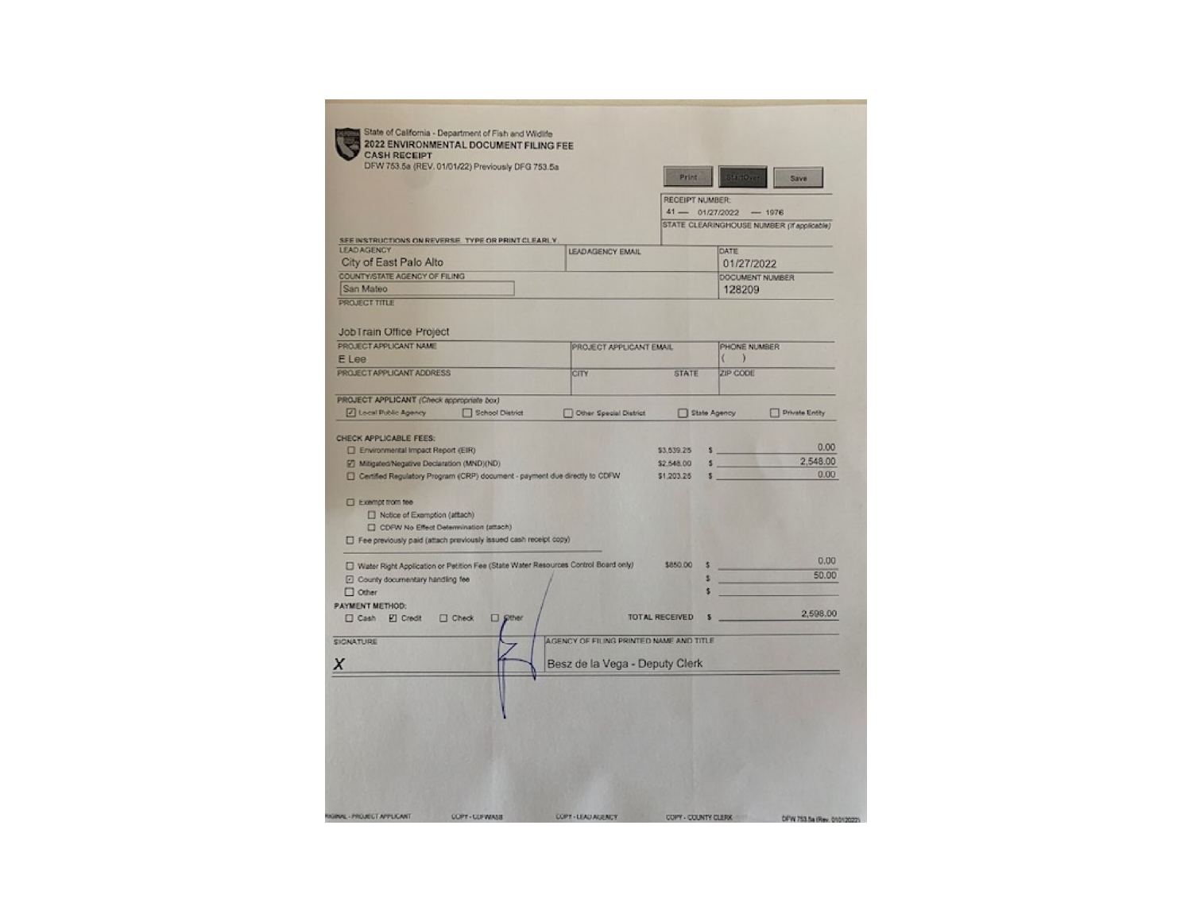State of California - Department of Fish and Wildlife

**2022 ENVIRONMENTAL DOCUMENT FILING FEE CASH RECEIPT**

DFW 753.5a (REV. 01/01/22) Previously DFG 753.5a

Print | StartOver | Save

RECEIPT NUMBER:
41 — 01/27/2022 — 1976

STATE CLEARINGHOUSE NUMBER *(If applicable)*

SEE INSTRUCTIONS ON REVERSE. TYPE OR PRINT CLEARLY.

| LEAD AGENCY | LEAD AGENCY EMAIL | DATE |
|---|---|---|
| City of East Palo Alto | | 01/27/2022 |
| **COUNTY/STATE AGENCY OF FILING** | | **DOCUMENT NUMBER** |
| San Mateo | | 128209 |

PROJECT TITLE

JobTrain Office Project

| PROJECT APPLICANT NAME | PROJECT APPLICANT EMAIL | PHONE NUMBER |
|---|---|---|
| E Lee | | ( ) |

| PROJECT APPLICANT ADDRESS | CITY | STATE | ZIP CODE |
|---|---|---|---|
| | | | |

PROJECT APPLICANT *(Check appropriate box)*

☑ Local Public Agency ☐ School District ☐ Other Special District ☐ State Agency ☐ Private Entity

CHECK APPLICABLE FEES:

| | | | |
|---|---|---|---|
| ☐ Environmental Impact Report (EIR) | $3,539.25 | $ | 0.00 |
| ☑ Mitigated/Negative Declaration (MND)(ND) | $2,548.00 | $ | 2,548.00 |
| ☐ Certified Regulatory Program (CRP) document - payment due directly to CDFW | $1,203.25 | $ | 0.00 |

☐ Exempt from fee
  ☐ Notice of Exemption (attach)
  ☐ CDFW No Effect Determination (attach)
☐ Fee previously paid (attach previously issued cash receipt copy)

| | | | |
|---|---|---|---|
| ☐ Water Right Application or Petition Fee (State Water Resources Control Board only) | $850.00 | $ | 0.00 |
| ☑ County documentary handling fee | | $ | 50.00 |
| ☐ Other | | $ | |

PAYMENT METHOD:

☐ Cash ☑ Credit ☐ Check ☐ Other

TOTAL RECEIVED $ 2,598.00

| SIGNATURE | AGENCY OF FILING PRINTED NAME AND TITLE |
|---|---|
| X | Besz de la Vega - Deputy Clerk |

ORIGINAL - PROJECT APPLICANT COPY - CDFW/ASB COPY - LEAD AGENCY COPY - COUNTY CLERK DFW 753.5a (Rev. 01/01/2022)